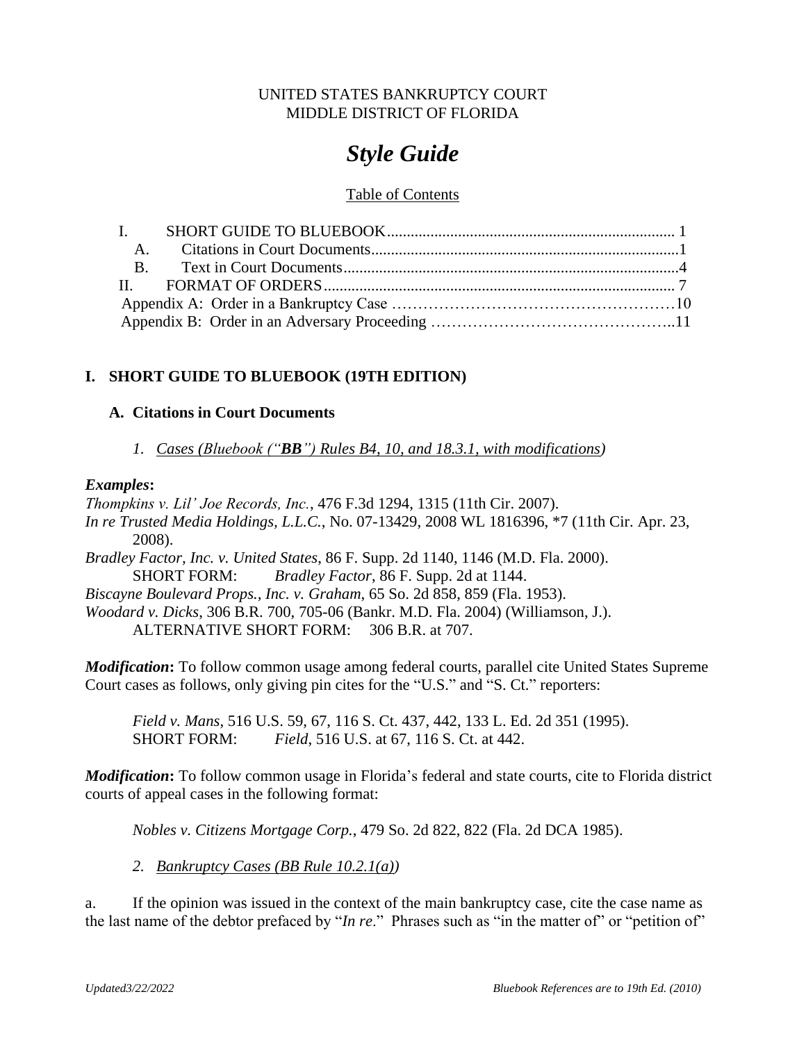UNITED STATES BANKRUPTCY COURT
MIDDLE DISTRICT OF FLORIDA

# *Style Guide*

Table of Contents

I. SHORT GUIDE TO BLUEBOOK........................................................................ 1
A. Citations in Court Documents..............................................................................1
B. Text in Court Documents.....................................................................................4
II. FORMAT OF ORDERS......................................................................................... 7
Appendix A: Order in a Bankruptcy Case ………………………………………………10
Appendix B: Order in an Adversary Proceeding ……………………………………..11

## I. SHORT GUIDE TO BLUEBOOK (19TH EDITION)

### A. Citations in Court Documents

*1. Cases (Bluebook (“**BB**”) Rules B4, 10, and 18.3.1, with modifications)*

***Examples*:**

*Thompkins v. Lil’ Joe Records, Inc.*, 476 F.3d 1294, 1315 (11th Cir. 2007).
*In re Trusted Media Holdings, L.L.C.*, No. 07-13429, 2008 WL 1816396, *7 (11th Cir. Apr. 23, 2008).
*Bradley Factor, Inc. v. United States*, 86 F. Supp. 2d 1140, 1146 (M.D. Fla. 2000).
SHORT FORM: *Bradley Factor*, 86 F. Supp. 2d at 1144.
*Biscayne Boulevard Props., Inc. v. Graham*, 65 So. 2d 858, 859 (Fla. 1953).
*Woodard v. Dicks*, 306 B.R. 700, 705-06 (Bankr. M.D. Fla. 2004) (Williamson, J.).
ALTERNATIVE SHORT FORM: 306 B.R. at 707.

***Modification*:** To follow common usage among federal courts, parallel cite United States Supreme Court cases as follows, only giving pin cites for the “U.S.” and “S. Ct.” reporters:

*Field v. Mans*, 516 U.S. 59, 67, 116 S. Ct. 437, 442, 133 L. Ed. 2d 351 (1995).
SHORT FORM: *Field*, 516 U.S. at 67, 116 S. Ct. at 442.

***Modification*:** To follow common usage in Florida’s federal and state courts, cite to Florida district courts of appeal cases in the following format:

*Nobles v. Citizens Mortgage Corp.*, 479 So. 2d 822, 822 (Fla. 2d DCA 1985).

*2. Bankruptcy Cases (BB Rule 10.2.1(a))*

a. If the opinion was issued in the context of the main bankruptcy case, cite the case name as the last name of the debtor prefaced by “*In re*.” Phrases such as “in the matter of” or “petition of”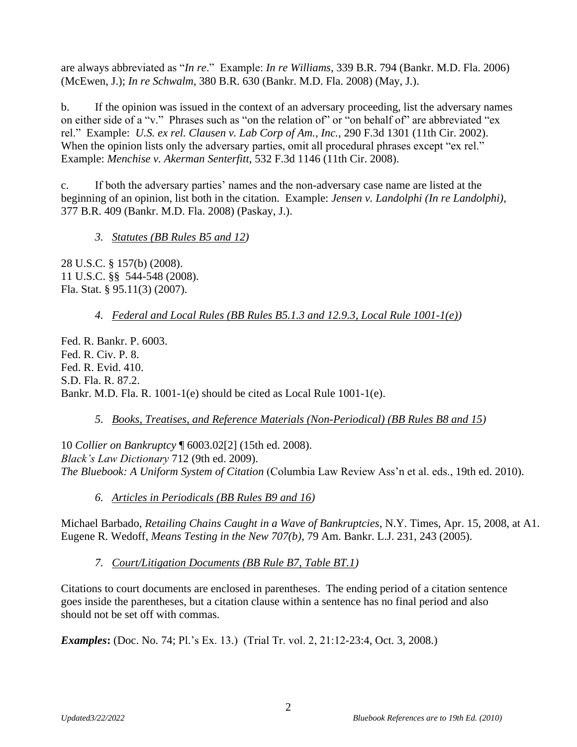are always abbreviated as "*In re*." Example: *In re Williams*, 339 B.R. 794 (Bankr. M.D. Fla. 2006) (McEwen, J.); *In re Schwalm*, 380 B.R. 630 (Bankr. M.D. Fla. 2008) (May, J.).

b. If the opinion was issued in the context of an adversary proceeding, list the adversary names on either side of a "v." Phrases such as "on the relation of" or "on behalf of" are abbreviated "ex rel." Example: *U.S. ex rel. Clausen v. Lab Corp of Am., Inc.*, 290 F.3d 1301 (11th Cir. 2002). When the opinion lists only the adversary parties, omit all procedural phrases except "ex rel." Example: *Menchise v. Akerman Senterfitt*, 532 F.3d 1146 (11th Cir. 2008).

c. If both the adversary parties' names and the non-adversary case name are listed at the beginning of an opinion, list both in the citation. Example: *Jensen v. Landolphi (In re Landolphi)*, 377 B.R. 409 (Bankr. M.D. Fla. 2008) (Paskay, J.).

### *3. Statutes (BB Rules B5 and 12)*

28 U.S.C. § 157(b) (2008).
11 U.S.C. §§ 544-548 (2008).
Fla. Stat. § 95.11(3) (2007).

### *4. Federal and Local Rules (BB Rules B5.1.3 and 12.9.3, Local Rule 1001-1(e))*

Fed. R. Bankr. P. 6003.
Fed. R. Civ. P. 8.
Fed. R. Evid. 410.
S.D. Fla. R. 87.2.
Bankr. M.D. Fla. R. 1001-1(e) should be cited as Local Rule 1001-1(e).

### *5. Books, Treatises, and Reference Materials (Non-Periodical) (BB Rules B8 and 15)*

10 *Collier on Bankruptcy* ¶ 6003.02[2] (15th ed. 2008).
*Black's Law Dictionary* 712 (9th ed. 2009).
*The Bluebook: A Uniform System of Citation* (Columbia Law Review Ass'n et al. eds., 19th ed. 2010).

### *6. Articles in Periodicals (BB Rules B9 and 16)*

Michael Barbado, *Retailing Chains Caught in a Wave of Bankruptcies*, N.Y. Times, Apr. 15, 2008, at A1.
Eugene R. Wedoff, *Means Testing in the New 707(b)*, 79 Am. Bankr. L.J. 231, 243 (2005).

### *7. Court/Litigation Documents (BB Rule B7, Table BT.1)*

Citations to court documents are enclosed in parentheses. The ending period of a citation sentence goes inside the parentheses, but a citation clause within a sentence has no final period and also should not be set off with commas.

***Examples*:** (Doc. No. 74; Pl.'s Ex. 13.) (Trial Tr. vol. 2, 21:12-23:4, Oct. 3, 2008.)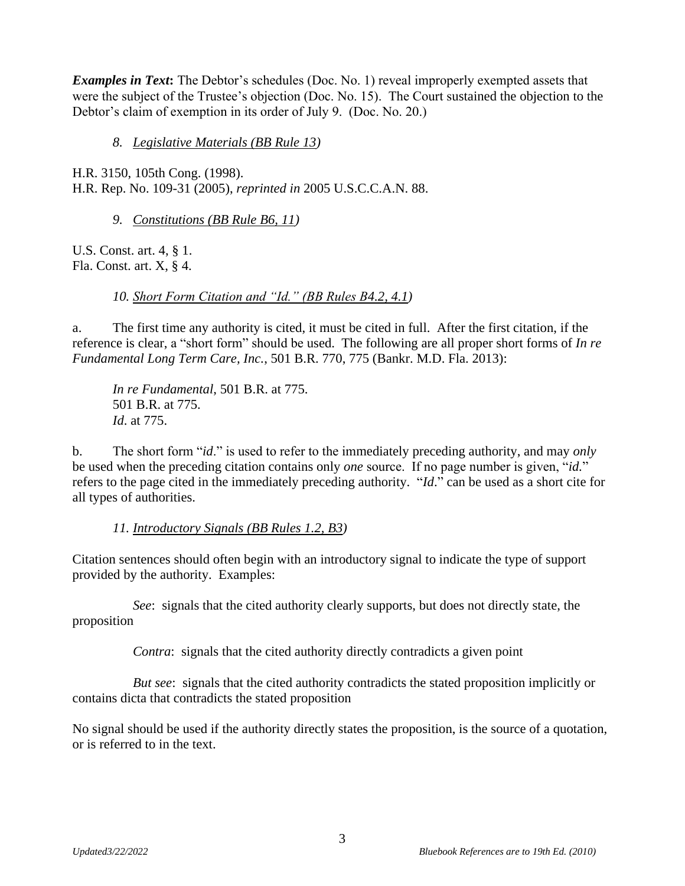***Examples in Text*:** The Debtor's schedules (Doc. No. 1) reveal improperly exempted assets that were the subject of the Trustee's objection (Doc. No. 15). The Court sustained the objection to the Debtor's claim of exemption in its order of July 9. (Doc. No. 20.)

*8. Legislative Materials (BB Rule 13)*

H.R. 3150, 105th Cong. (1998).
H.R. Rep. No. 109-31 (2005), *reprinted in* 2005 U.S.C.C.A.N. 88.

*9. Constitutions (BB Rule B6, 11)*

U.S. Const. art. 4, § 1.
Fla. Const. art. X, § 4.

*10. Short Form Citation and "Id." (BB Rules B4.2, 4.1)*

a. The first time any authority is cited, it must be cited in full. After the first citation, if the reference is clear, a "short form" should be used. The following are all proper short forms of *In re Fundamental Long Term Care, Inc.*, 501 B.R. 770, 775 (Bankr. M.D. Fla. 2013):

> *In re Fundamental*, 501 B.R. at 775.
> 501 B.R. at 775.
> *Id*. at 775.

b. The short form "*id*." is used to refer to the immediately preceding authority, and may *only* be used when the preceding citation contains only *one* source. If no page number is given, "*id.*" refers to the page cited in the immediately preceding authority. "*Id*." can be used as a short cite for all types of authorities.

*11. Introductory Signals (BB Rules 1.2, B3)*

Citation sentences should often begin with an introductory signal to indicate the type of support provided by the authority. Examples:

*See*: signals that the cited authority clearly supports, but does not directly state, the proposition

*Contra*: signals that the cited authority directly contradicts a given point

*But see*: signals that the cited authority contradicts the stated proposition implicitly or contains dicta that contradicts the stated proposition

No signal should be used if the authority directly states the proposition, is the source of a quotation, or is referred to in the text.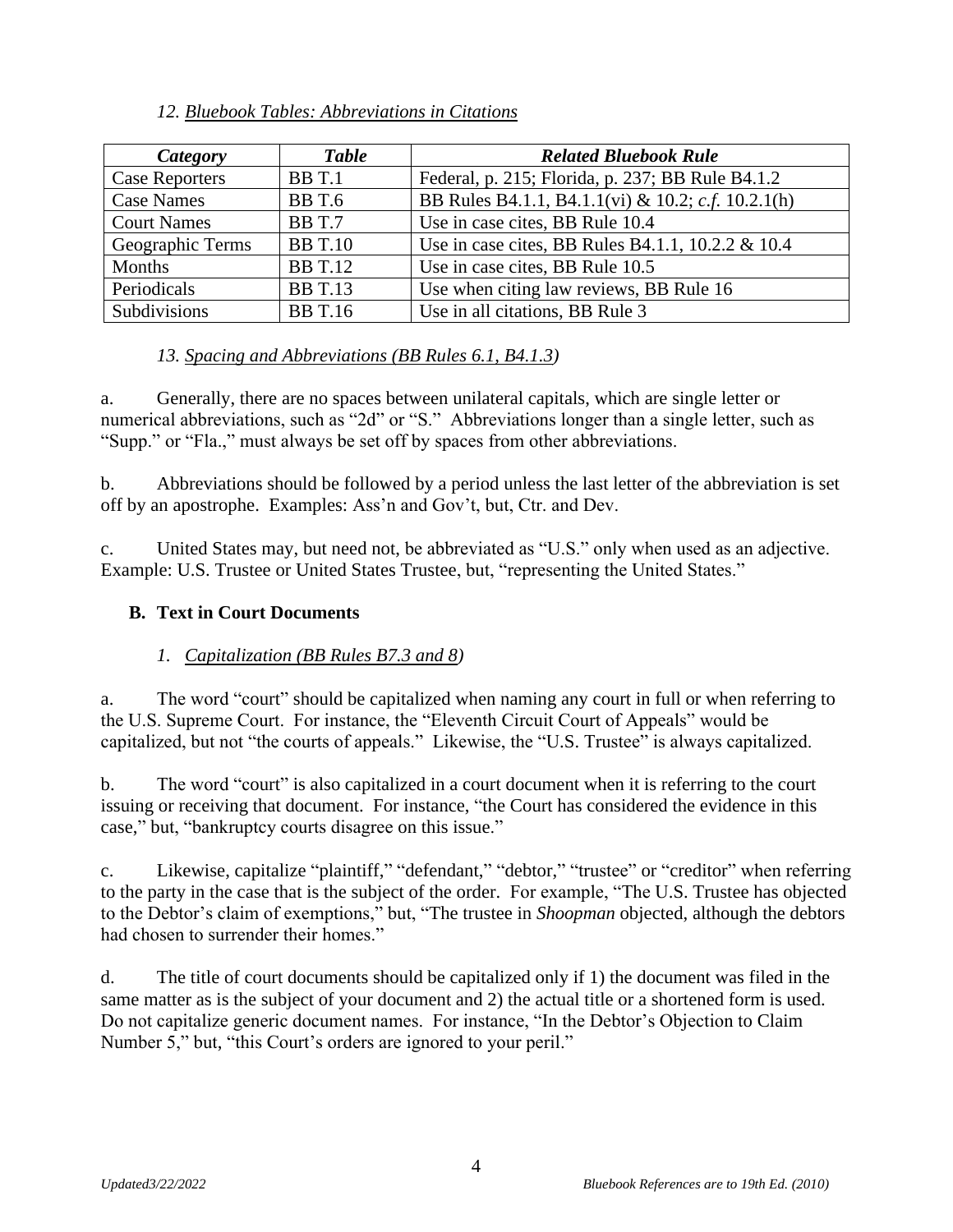### 12. *Bluebook Tables: Abbreviations in Citations*

| ***Category*** | ***Table*** | ***Related Bluebook Rule*** |
|---|---|---|
| Case Reporters | BB T.1 | Federal, p. 215; Florida, p. 237; BB Rule B4.1.2 |
| Case Names | BB T.6 | BB Rules B4.1.1, B4.1.1(vi) & 10.2; *c.f.* 10.2.1(h) |
| Court Names | BB T.7 | Use in case cites, BB Rule 10.4 |
| Geographic Terms | BB T.10 | Use in case cites, BB Rules B4.1.1, 10.2.2 & 10.4 |
| Months | BB T.12 | Use in case cites, BB Rule 10.5 |
| Periodicals | BB T.13 | Use when citing law reviews, BB Rule 16 |
| Subdivisions | BB T.16 | Use in all citations, BB Rule 3 |

### 13. *Spacing and Abbreviations (BB Rules 6.1, B4.1.3)*

a. Generally, there are no spaces between unilateral capitals, which are single letter or numerical abbreviations, such as "2d" or "S." Abbreviations longer than a single letter, such as "Supp." or "Fla.," must always be set off by spaces from other abbreviations.

b. Abbreviations should be followed by a period unless the last letter of the abbreviation is set off by an apostrophe. Examples: Ass'n and Gov't, but, Ctr. and Dev.

c. United States may, but need not, be abbreviated as "U.S." only when used as an adjective. Example: U.S. Trustee or United States Trustee, but, "representing the United States."

## B. Text in Court Documents

### 1. *Capitalization (BB Rules B7.3 and 8)*

a. The word "court" should be capitalized when naming any court in full or when referring to the U.S. Supreme Court. For instance, the "Eleventh Circuit Court of Appeals" would be capitalized, but not "the courts of appeals." Likewise, the "U.S. Trustee" is always capitalized.

b. The word "court" is also capitalized in a court document when it is referring to the court issuing or receiving that document. For instance, "the Court has considered the evidence in this case," but, "bankruptcy courts disagree on this issue."

c. Likewise, capitalize "plaintiff," "defendant," "debtor," "trustee" or "creditor" when referring to the party in the case that is the subject of the order. For example, "The U.S. Trustee has objected to the Debtor's claim of exemptions," but, "The trustee in *Shoopman* objected, although the debtors had chosen to surrender their homes."

d. The title of court documents should be capitalized only if 1) the document was filed in the same matter as is the subject of your document and 2) the actual title or a shortened form is used. Do not capitalize generic document names. For instance, "In the Debtor's Objection to Claim Number 5," but, "this Court's orders are ignored to your peril."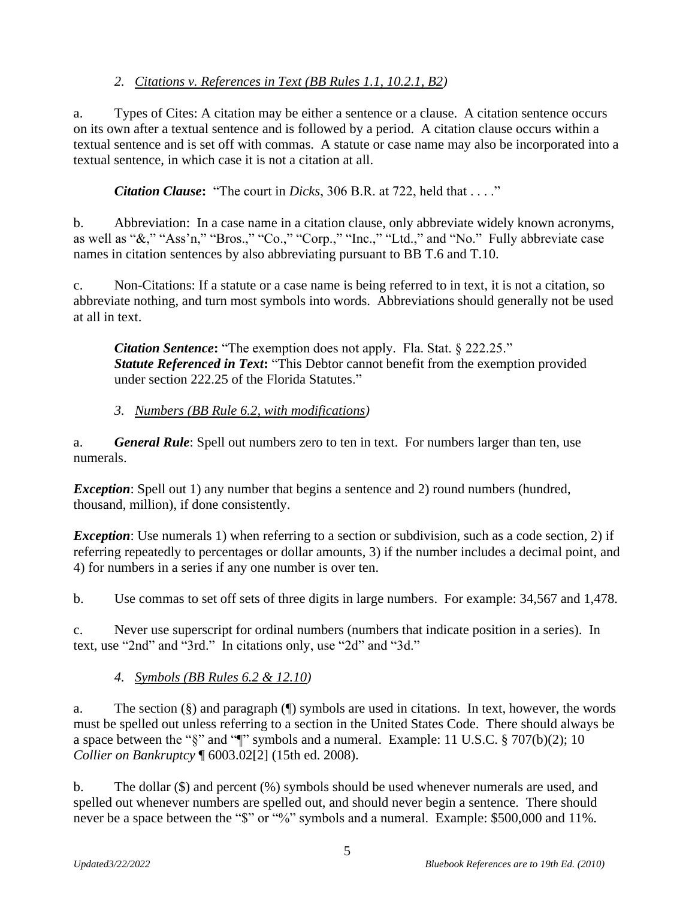*2. <u>Citations v. References in Text (BB Rules 1.1, 10.2.1, B2)</u>*

a. Types of Cites: A citation may be either a sentence or a clause. A citation sentence occurs on its own after a textual sentence and is followed by a period. A citation clause occurs within a textual sentence and is set off with commas. A statute or case name may also be incorporated into a textual sentence, in which case it is not a citation at all.

***Citation Clause*:** "The court in *Dicks*, 306 B.R. at 722, held that . . . ."

b. Abbreviation: In a case name in a citation clause, only abbreviate widely known acronyms, as well as "&," "Ass'n," "Bros.," "Co.," "Corp.," "Inc.," "Ltd.," and "No." Fully abbreviate case names in citation sentences by also abbreviating pursuant to BB T.6 and T.10.

c. Non-Citations: If a statute or a case name is being referred to in text, it is not a citation, so abbreviate nothing, and turn most symbols into words. Abbreviations should generally not be used at all in text.

***Citation Sentence*:** "The exemption does not apply. Fla. Stat. § 222.25."
***Statute Referenced in Text*:** "This Debtor cannot benefit from the exemption provided under section 222.25 of the Florida Statutes."

*3. <u>Numbers (BB Rule 6.2, with modifications)</u>*

a. ***General Rule***: Spell out numbers zero to ten in text. For numbers larger than ten, use numerals.

***Exception***: Spell out 1) any number that begins a sentence and 2) round numbers (hundred, thousand, million), if done consistently.

***Exception***: Use numerals 1) when referring to a section or subdivision, such as a code section, 2) if referring repeatedly to percentages or dollar amounts, 3) if the number includes a decimal point, and 4) for numbers in a series if any one number is over ten.

b. Use commas to set off sets of three digits in large numbers. For example: 34,567 and 1,478.

c. Never use superscript for ordinal numbers (numbers that indicate position in a series). In text, use "2nd" and "3rd." In citations only, use "2d" and "3d."

*4. <u>Symbols (BB Rules 6.2 & 12.10)</u>*

a. The section (§) and paragraph (¶) symbols are used in citations. In text, however, the words must be spelled out unless referring to a section in the United States Code. There should always be a space between the "§" and "¶" symbols and a numeral. Example: 11 U.S.C. § 707(b)(2); 10 *Collier on Bankruptcy* ¶ 6003.02[2] (15th ed. 2008).

b. The dollar ($) and percent (%) symbols should be used whenever numerals are used, and spelled out whenever numbers are spelled out, and should never begin a sentence. There should never be a space between the "$" or "%" symbols and a numeral. Example: $500,000 and 11%.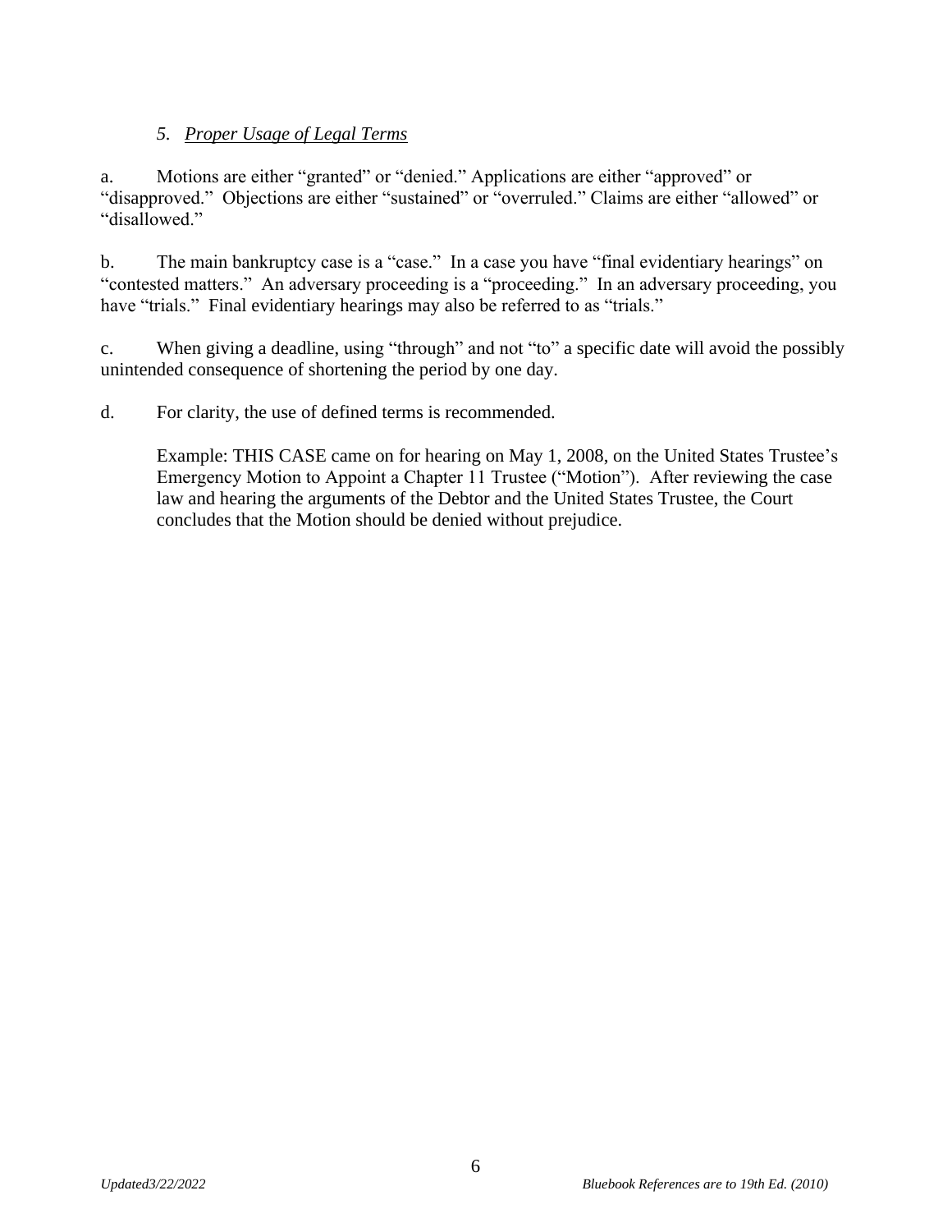### 5. *Proper Usage of Legal Terms*

a. Motions are either "granted" or "denied." Applications are either "approved" or "disapproved." Objections are either "sustained" or "overruled." Claims are either "allowed" or "disallowed."

b. The main bankruptcy case is a "case." In a case you have "final evidentiary hearings" on "contested matters." An adversary proceeding is a "proceeding." In an adversary proceeding, you have "trials." Final evidentiary hearings may also be referred to as "trials."

c. When giving a deadline, using "through" and not "to" a specific date will avoid the possibly unintended consequence of shortening the period by one day.

d. For clarity, the use of defined terms is recommended.

> Example: THIS CASE came on for hearing on May 1, 2008, on the United States Trustee's Emergency Motion to Appoint a Chapter 11 Trustee ("Motion"). After reviewing the case law and hearing the arguments of the Debtor and the United States Trustee, the Court concludes that the Motion should be denied without prejudice.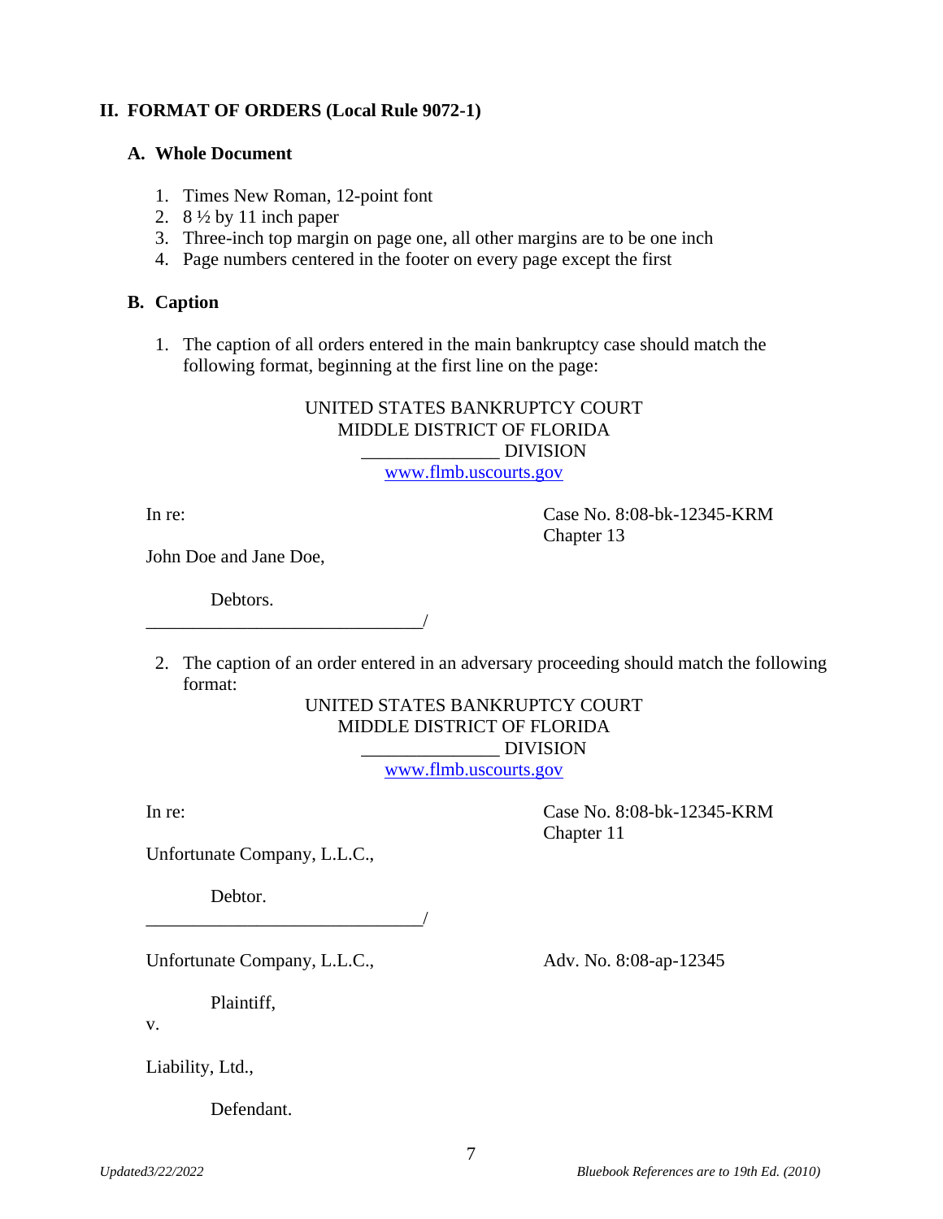## II. FORMAT OF ORDERS (Local Rule 9072-1)

### A. Whole Document

1. Times New Roman, 12-point font
2. 8 ½ by 11 inch paper
3. Three-inch top margin on page one, all other margins are to be one inch
4. Page numbers centered in the footer on every page except the first

### B. Caption

1. The caption of all orders entered in the main bankruptcy case should match the following format, beginning at the first line on the page:

<div align="center">

UNITED STATES BANKRUPTCY COURT
MIDDLE DISTRICT OF FLORIDA
_______________ DIVISION
www.flmb.uscourts.gov

</div>

In re: Case No. 8:08-bk-12345-KRM
Chapter 13

John Doe and Jane Doe,

Debtors.
______________________________/

2. The caption of an order entered in an adversary proceeding should match the following format:

<div align="center">

UNITED STATES BANKRUPTCY COURT
MIDDLE DISTRICT OF FLORIDA
_______________ DIVISION
www.flmb.uscourts.gov

</div>

In re: Case No. 8:08-bk-12345-KRM
Chapter 11

Unfortunate Company, L.L.C.,

Debtor.
______________________________/

Unfortunate Company, L.L.C., Adv. No. 8:08-ap-12345

Plaintiff,

v.

Liability, Ltd.,

Defendant.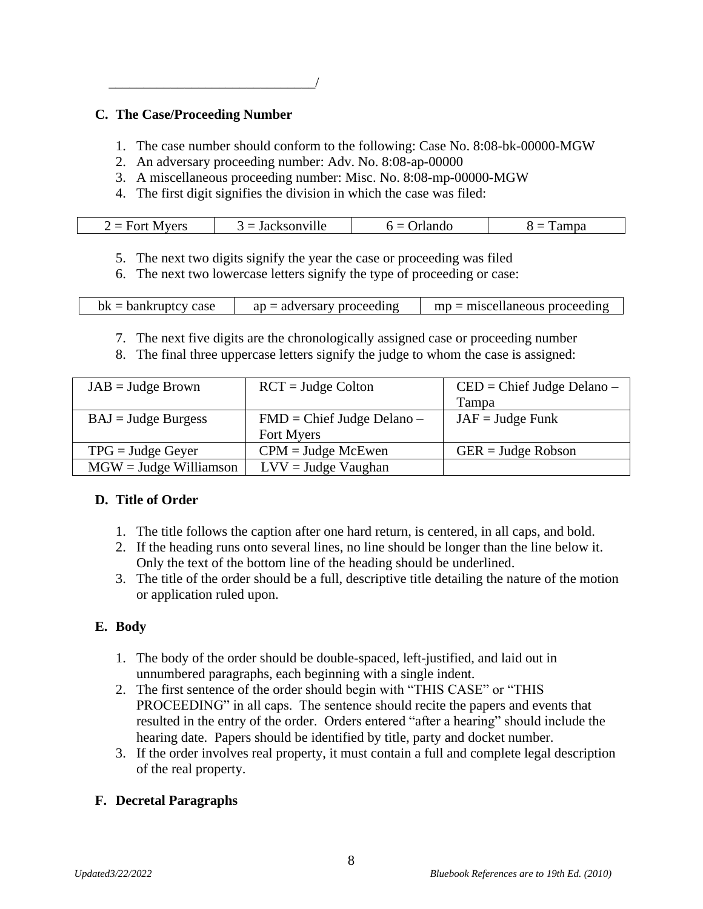______________________________/

**C. The Case/Proceeding Number**

1. The case number should conform to the following: Case No. 8:08-bk-00000-MGW
2. An adversary proceeding number: Adv. No. 8:08-ap-00000
3. A miscellaneous proceeding number: Misc. No. 8:08-mp-00000-MGW
4. The first digit signifies the division in which the case was filed:

| 2 = Fort Myers | 3 = Jacksonville | 6 = Orlando | 8 = Tampa |
|---|---|---|---|

5. The next two digits signify the year the case or proceeding was filed
6. The next two lowercase letters signify the type of proceeding or case:

| bk = bankruptcy case | ap = adversary proceeding | mp = miscellaneous proceeding |
|---|---|---|

7. The next five digits are the chronologically assigned case or proceeding number
8. The final three uppercase letters signify the judge to whom the case is assigned:

| JAB = Judge Brown | RCT = Judge Colton | CED = Chief Judge Delano – Tampa |
|---|---|---|
| BAJ = Judge Burgess | FMD = Chief Judge Delano – Fort Myers | JAF = Judge Funk |
| TPG = Judge Geyer | CPM = Judge McEwen | GER = Judge Robson |
| MGW = Judge Williamson | LVV = Judge Vaughan | |

**D. Title of Order**

1. The title follows the caption after one hard return, is centered, in all caps, and bold.
2. If the heading runs onto several lines, no line should be longer than the line below it. Only the text of the bottom line of the heading should be underlined.
3. The title of the order should be a full, descriptive title detailing the nature of the motion or application ruled upon.

**E. Body**

1. The body of the order should be double-spaced, left-justified, and laid out in unnumbered paragraphs, each beginning with a single indent.
2. The first sentence of the order should begin with "THIS CASE" or "THIS PROCEEDING" in all caps. The sentence should recite the papers and events that resulted in the entry of the order. Orders entered "after a hearing" should include the hearing date. Papers should be identified by title, party and docket number.
3. If the order involves real property, it must contain a full and complete legal description of the real property.

**F. Decretal Paragraphs**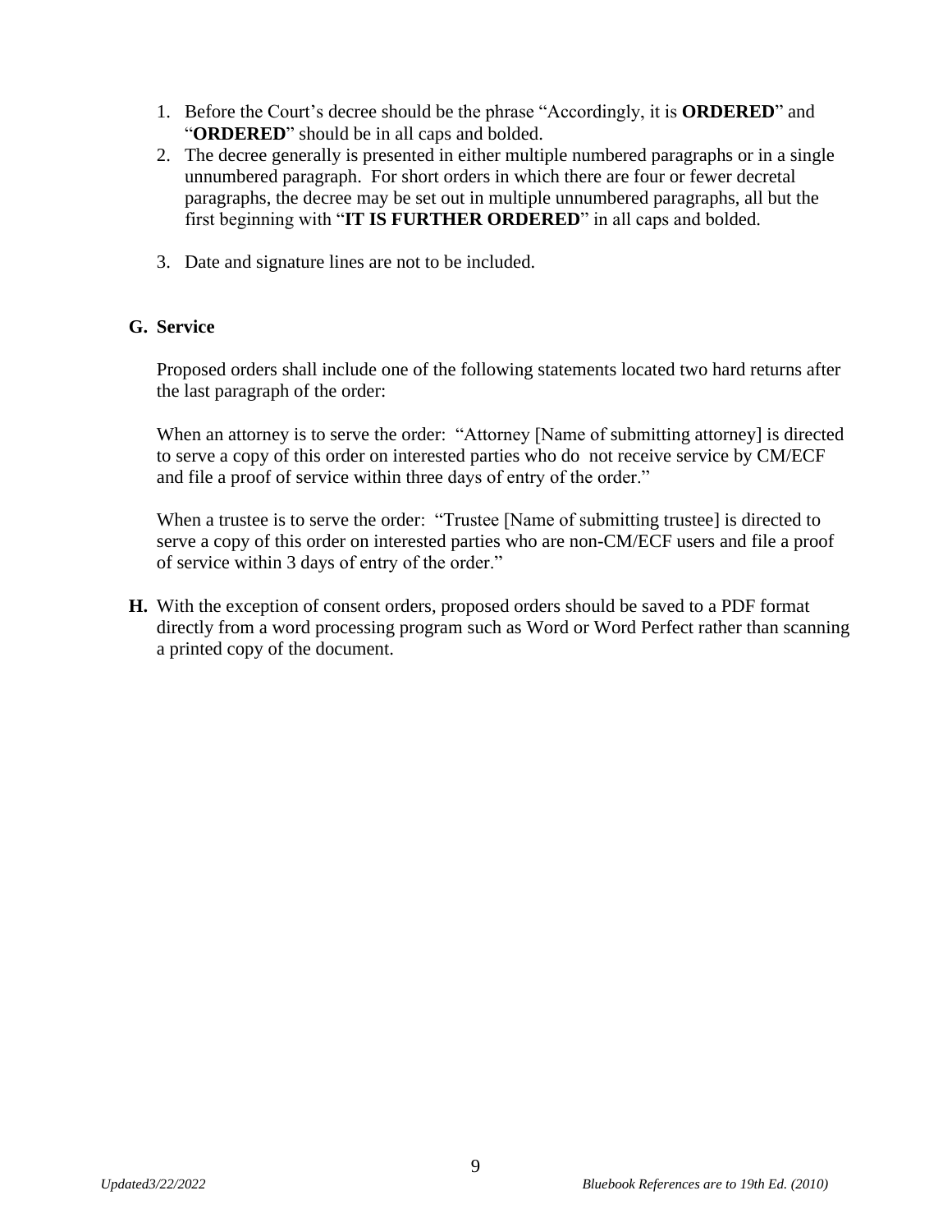1. Before the Court's decree should be the phrase "Accordingly, it is **ORDERED**" and "**ORDERED**" should be in all caps and bolded.
2. The decree generally is presented in either multiple numbered paragraphs or in a single unnumbered paragraph. For short orders in which there are four or fewer decretal paragraphs, the decree may be set out in multiple unnumbered paragraphs, all but the first beginning with "**IT IS FURTHER ORDERED**" in all caps and bolded.
3. Date and signature lines are not to be included.

**G. Service**

Proposed orders shall include one of the following statements located two hard returns after the last paragraph of the order:

When an attorney is to serve the order: "Attorney [Name of submitting attorney] is directed to serve a copy of this order on interested parties who do not receive service by CM/ECF and file a proof of service within three days of entry of the order."

When a trustee is to serve the order: "Trustee [Name of submitting trustee] is directed to serve a copy of this order on interested parties who are non-CM/ECF users and file a proof of service within 3 days of entry of the order."

**H.** With the exception of consent orders, proposed orders should be saved to a PDF format directly from a word processing program such as Word or Word Perfect rather than scanning a printed copy of the document.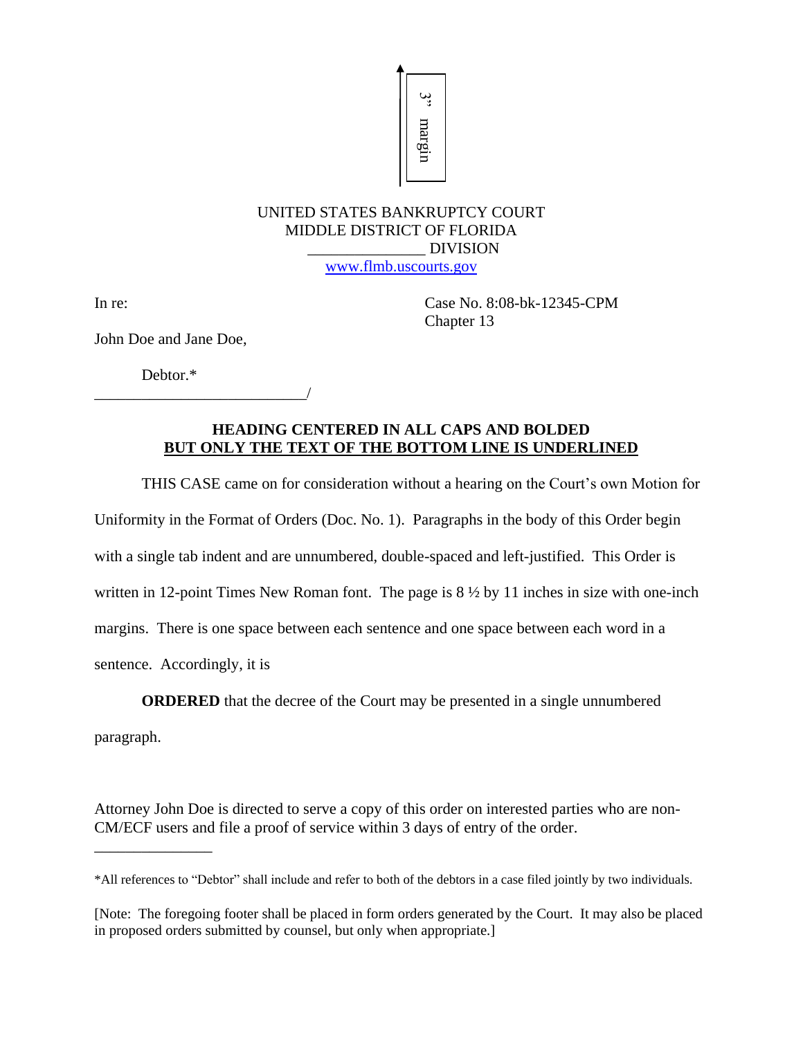3" margin

UNITED STATES BANKRUPTCY COURT
MIDDLE DISTRICT OF FLORIDA
_______________ DIVISION
www.flmb.uscourts.gov

In re: Case No. 8:08-bk-12345-CPM
Chapter 13

John Doe and Jane Doe,

Debtor.*
__________________________/

**HEADING CENTERED IN ALL CAPS AND BOLDED**
**<u>BUT ONLY THE TEXT OF THE BOTTOM LINE IS UNDERLINED</u>**

THIS CASE came on for consideration without a hearing on the Court's own Motion for Uniformity in the Format of Orders (Doc. No. 1). Paragraphs in the body of this Order begin with a single tab indent and are unnumbered, double-spaced and left-justified. This Order is written in 12-point Times New Roman font. The page is 8 ½ by 11 inches in size with one-inch margins. There is one space between each sentence and one space between each word in a sentence. Accordingly, it is

**ORDERED** that the decree of the Court may be presented in a single unnumbered paragraph.

Attorney John Doe is directed to serve a copy of this order on interested parties who are non-CM/ECF users and file a proof of service within 3 days of entry of the order.

_______________

*All references to "Debtor" shall include and refer to both of the debtors in a case filed jointly by two individuals.

[Note: The foregoing footer shall be placed in form orders generated by the Court. It may also be placed in proposed orders submitted by counsel, but only when appropriate.]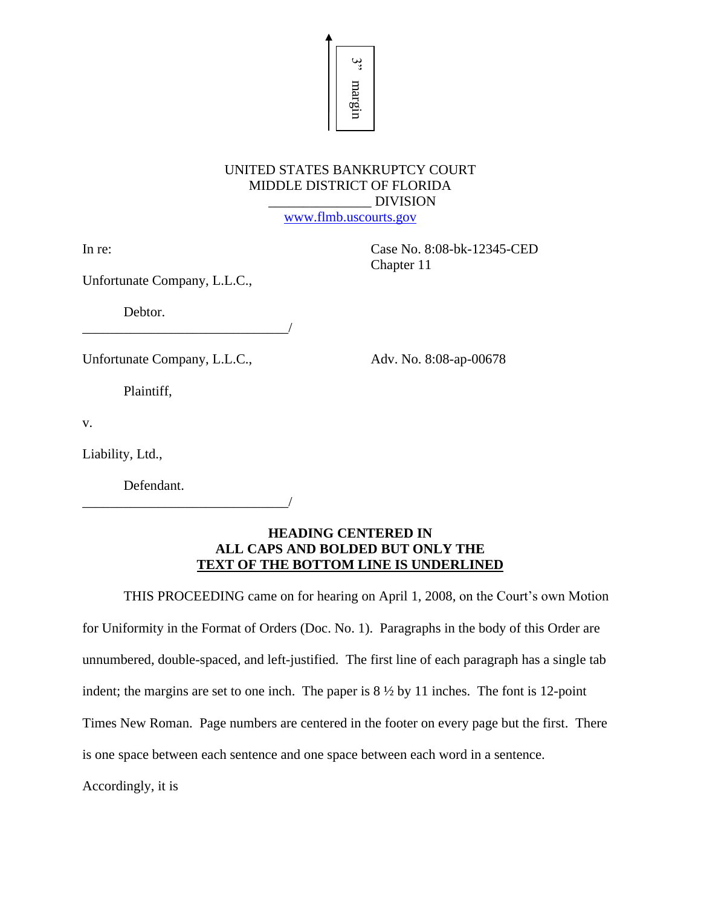3" margin

UNITED STATES BANKRUPTCY COURT
MIDDLE DISTRICT OF FLORIDA
_______________ DIVISION
www.flmb.uscourts.gov

In re: Case No. 8:08-bk-12345-CED
Chapter 11

Unfortunate Company, L.L.C.,

Debtor.
______________________________/

Unfortunate Company, L.L.C., Adv. No. 8:08-ap-00678

Plaintiff,

v.

Liability, Ltd.,

Defendant.
______________________________/

**HEADING CENTERED IN**
**ALL CAPS AND BOLDED BUT ONLY THE**
**<u>TEXT OF THE BOTTOM LINE IS UNDERLINED</u>**

THIS PROCEEDING came on for hearing on April 1, 2008, on the Court's own Motion for Uniformity in the Format of Orders (Doc. No. 1). Paragraphs in the body of this Order are unnumbered, double-spaced, and left-justified. The first line of each paragraph has a single tab indent; the margins are set to one inch. The paper is 8 ½ by 11 inches. The font is 12-point Times New Roman. Page numbers are centered in the footer on every page but the first. There is one space between each sentence and one space between each word in a sentence.

Accordingly, it is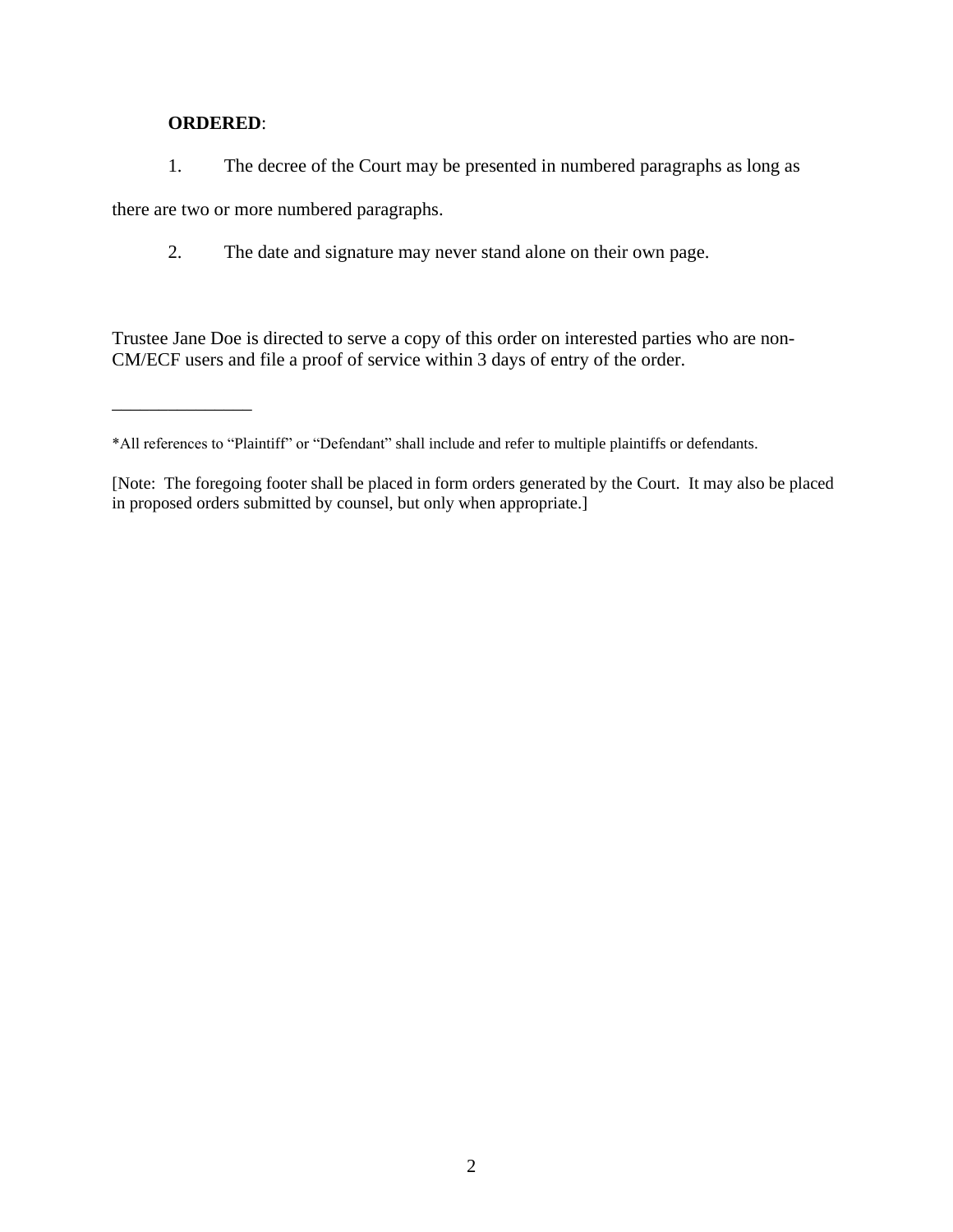**ORDERED**:

1. The decree of the Court may be presented in numbered paragraphs as long as there are two or more numbered paragraphs.

2. The date and signature may never stand alone on their own page.

Trustee Jane Doe is directed to serve a copy of this order on interested parties who are non-CM/ECF users and file a proof of service within 3 days of entry of the order.

\_\_\_\_\_\_\_\_\_\_\_\_\_\_\_

*All references to "Plaintiff" or "Defendant" shall include and refer to multiple plaintiffs or defendants.

[Note: The foregoing footer shall be placed in form orders generated by the Court. It may also be placed in proposed orders submitted by counsel, but only when appropriate.]